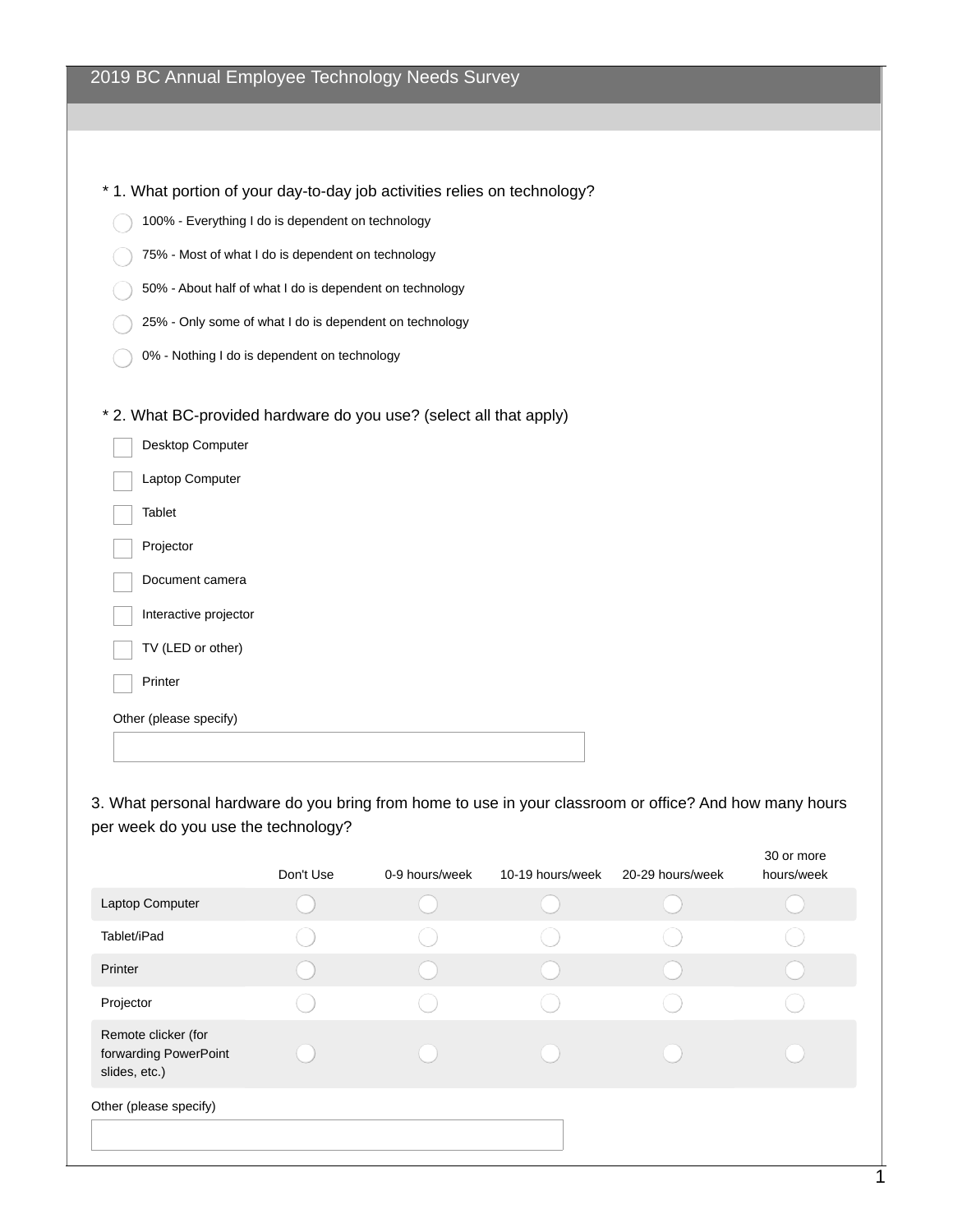# 2019 BC Annual Employee Technology Needs Survey

\* 1. What portion of your day-to-day job activities relies on technology?

- ◯ 100% - Everything I do is dependent on technology
- ◯ 75% - Most of what I do is dependent on technology
- ◯ 50% - About half of what I do is dependent on technology
- ◯ 25% - Only some of what I do is dependent on technology
- ◯ 0% - Nothing I do is dependent on technology

\* 2. What BC-provided hardware do you use? (select all that apply)

- [ ] Desktop Computer
- [ ] Laptop Computer
- [ ] Tablet
- [ ] Projector
- [ ] Document camera
- [ ] Interactive projector
- [ ] TV (LED or other)
- [ ] Printer

Other (please specify)

\_\_\_\_\_\_\_\_\_\_\_\_\_\_\_\_\_\_\_\_\_\_\_\_\_\_\_\_\_\_

3. What personal hardware do you bring from home to use in your classroom or office? And how many hours per week do you use the technology?

| | Don't Use | 0-9 hours/week | 10-19 hours/week | 20-29 hours/week | 30 or more hours/week |
|---|---|---|---|---|---|
| Laptop Computer | ◯ | ◯ | ◯ | ◯ | ◯ |
| Tablet/iPad | ◯ | ◯ | ◯ | ◯ | ◯ |
| Printer | ◯ | ◯ | ◯ | ◯ | ◯ |
| Projector | ◯ | ◯ | ◯ | ◯ | ◯ |
| Remote clicker (for forwarding PowerPoint slides, etc.) | ◯ | ◯ | ◯ | ◯ | ◯ |

Other (please specify)

\_\_\_\_\_\_\_\_\_\_\_\_\_\_\_\_\_\_\_\_\_\_\_\_\_\_\_\_\_\_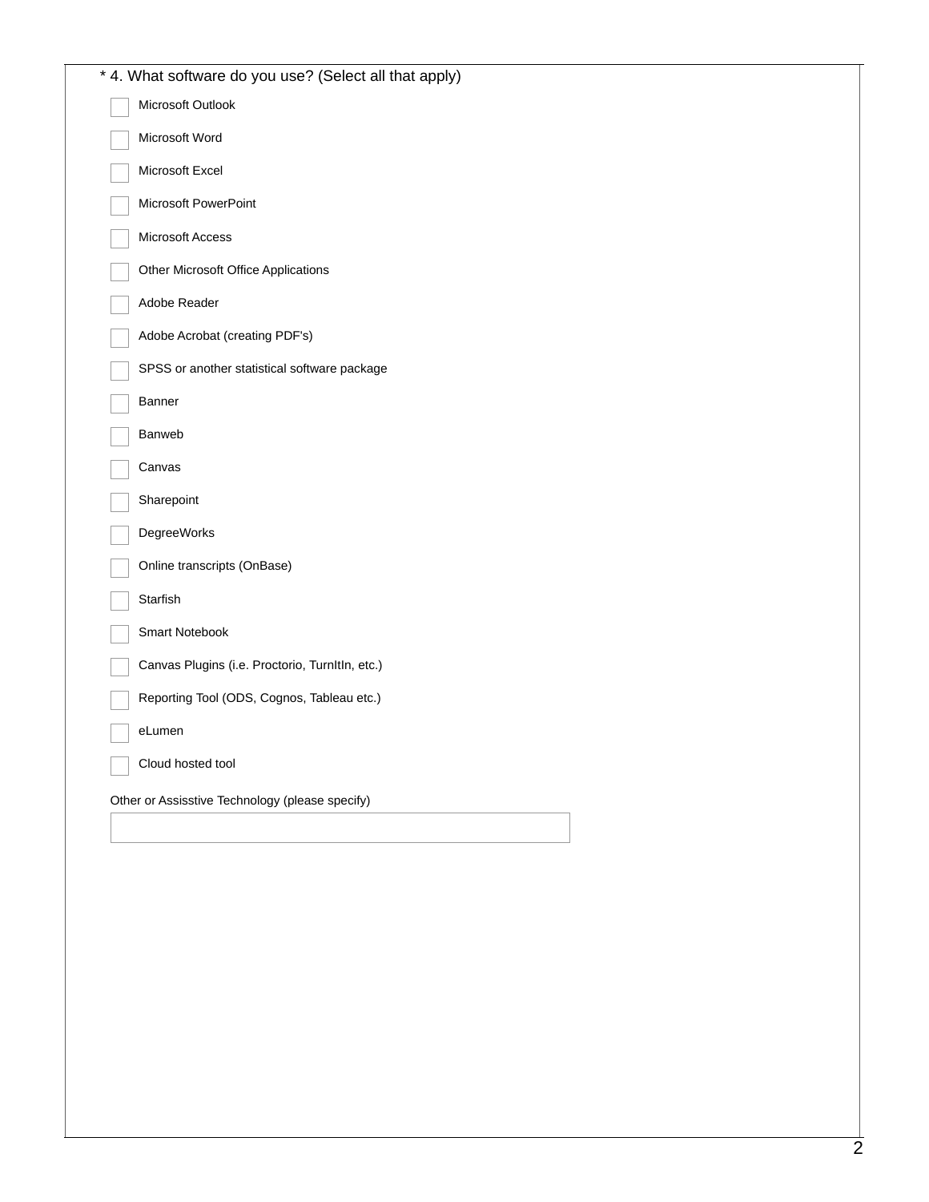* 4. What software do you use? (Select all that apply)

- [ ] Microsoft Outlook
- [ ] Microsoft Word
- [ ] Microsoft Excel
- [ ] Microsoft PowerPoint
- [ ] Microsoft Access
- [ ] Other Microsoft Office Applications
- [ ] Adobe Reader
- [ ] Adobe Acrobat (creating PDF's)
- [ ] SPSS or another statistical software package
- [ ] Banner
- [ ] Banweb
- [ ] Canvas
- [ ] Sharepoint
- [ ] DegreeWorks
- [ ] Online transcripts (OnBase)
- [ ] Starfish
- [ ] Smart Notebook
- [ ] Canvas Plugins (i.e. Proctorio, TurnItIn, etc.)
- [ ] Reporting Tool (ODS, Cognos, Tableau etc.)
- [ ] eLumen
- [ ] Cloud hosted tool

Other or Assisstive Technology (please specify)

\_\_\_\_\_\_\_\_\_\_\_\_\_\_\_\_\_\_\_\_\_\_\_\_\_\_\_\_\_\_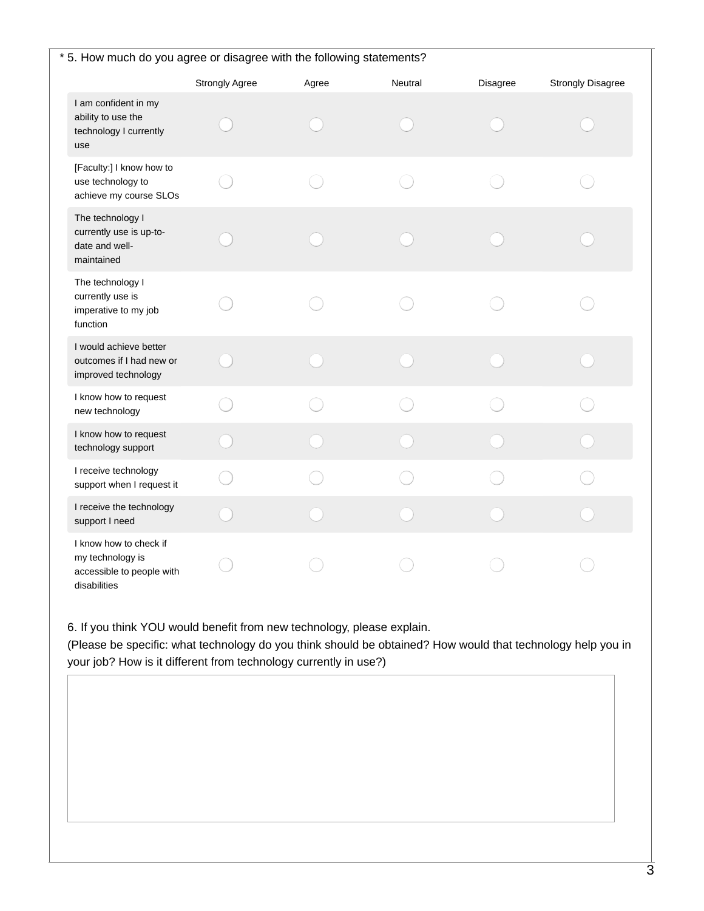* 5. How much do you agree or disagree with the following statements?

| | Strongly Agree | Agree | Neutral | Disagree | Strongly Disagree |
|---|---|---|---|---|---|
| I am confident in my ability to use the technology I currently use | ◯ | ◯ | ◯ | ◯ | ◯ |
| [Faculty:] I know how to use technology to achieve my course SLOs | ◯ | ◯ | ◯ | ◯ | ◯ |
| The technology I currently use is up-to-date and well-maintained | ◯ | ◯ | ◯ | ◯ | ◯ |
| The technology I currently use is imperative to my job function | ◯ | ◯ | ◯ | ◯ | ◯ |
| I would achieve better outcomes if I had new or improved technology | ◯ | ◯ | ◯ | ◯ | ◯ |
| I know how to request new technology | ◯ | ◯ | ◯ | ◯ | ◯ |
| I know how to request technology support | ◯ | ◯ | ◯ | ◯ | ◯ |
| I receive technology support when I request it | ◯ | ◯ | ◯ | ◯ | ◯ |
| I receive the technology support I need | ◯ | ◯ | ◯ | ◯ | ◯ |
| I know how to check if my technology is accessible to people with disabilities | ◯ | ◯ | ◯ | ◯ | ◯ |

6. If you think YOU would benefit from new technology, please explain.
(Please be specific: what technology do you think should be obtained? How would that technology help you in your job? How is it different from technology currently in use?)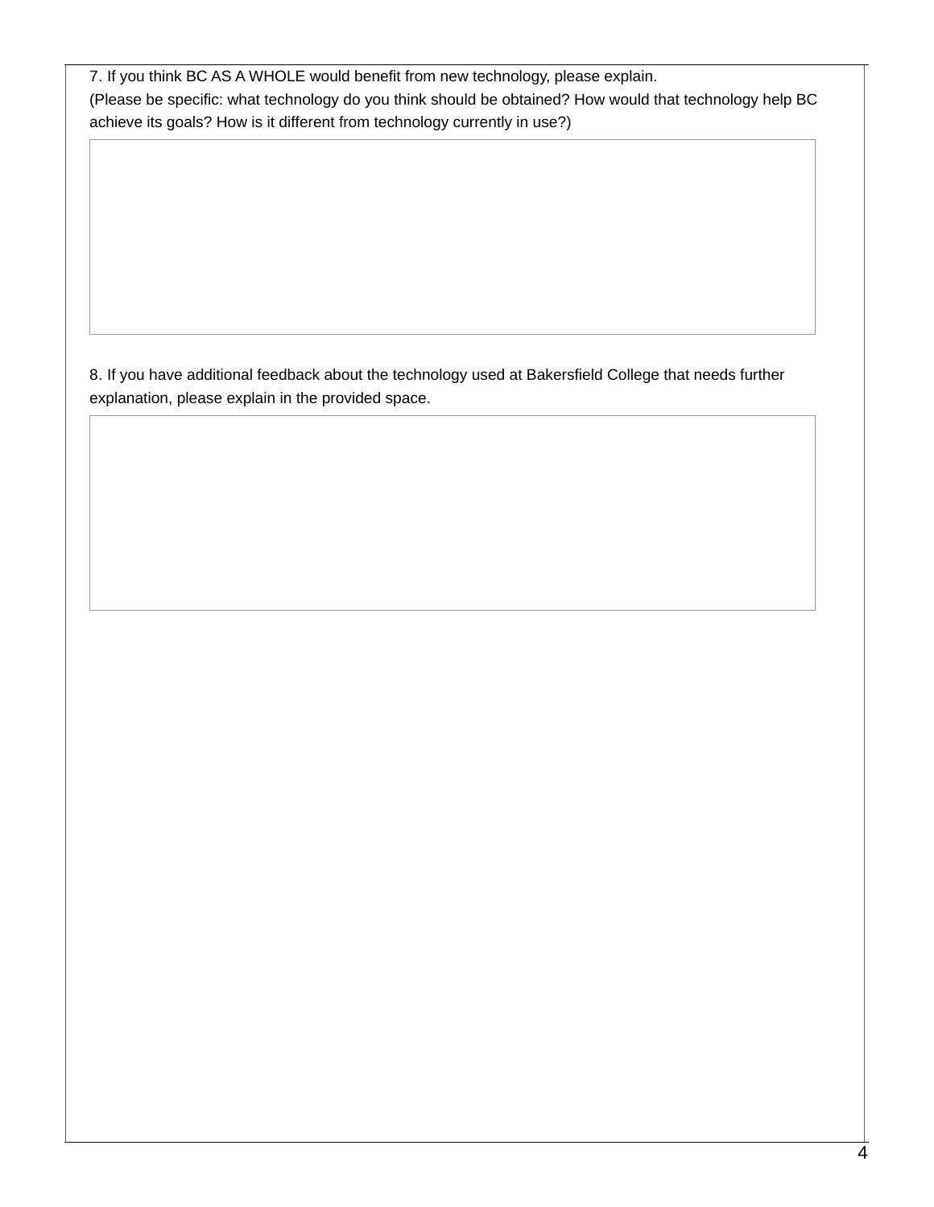7. If you think BC AS A WHOLE would benefit from new technology, please explain.
(Please be specific: what technology do you think should be obtained? How would that technology help BC achieve its goals? How is it different from technology currently in use?)

8. If you have additional feedback about the technology used at Bakersfield College that needs further explanation, please explain in the provided space.